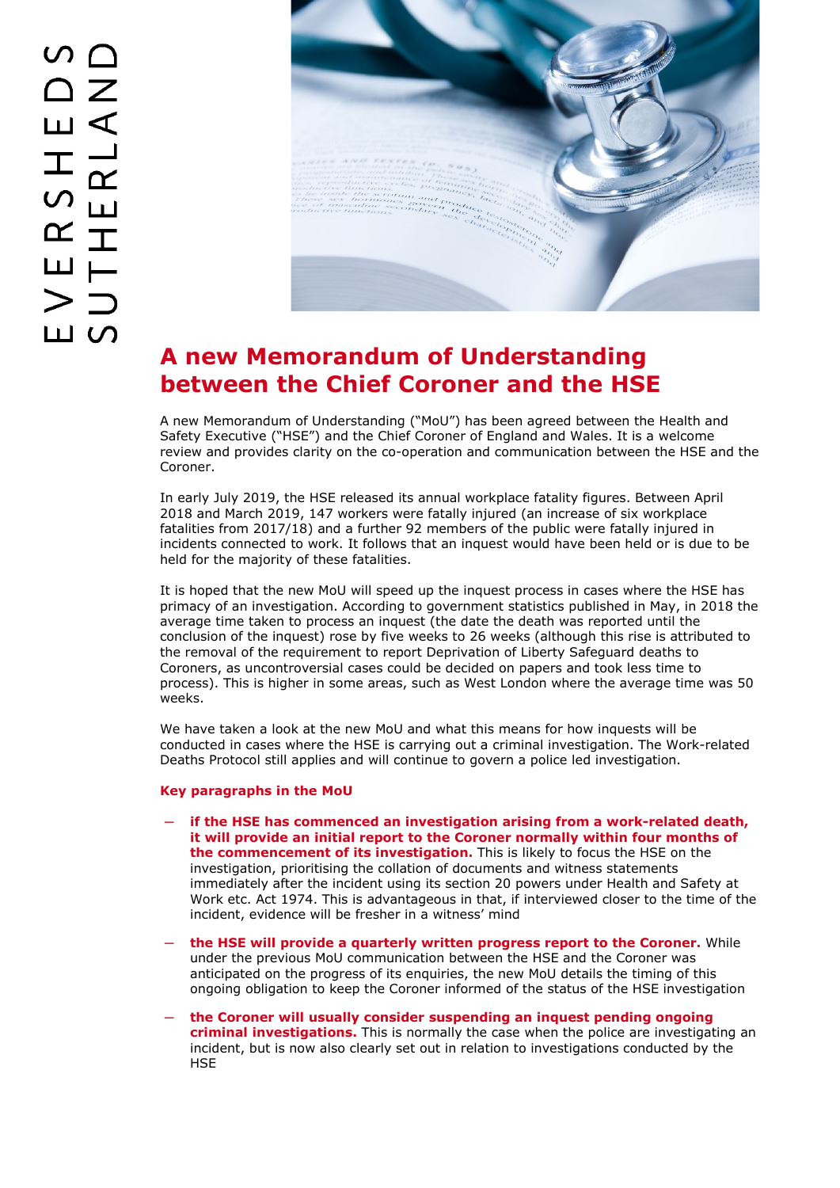# A new Memorandum of Understanding between the Chief Coroner and the HSE

A new Memorandum of Understanding ("MoU") has been agreed between the Health and Safety Executive ("HSE") and the Chief Coroner of England and Wales. It is a welcome review and provides clarity on the co-operation and communication between the HSE and the Coroner.

In early July 2019, the HSE released its annual workplace fatality figures. Between April 2018 and March 2019, 147 workers were fatally injured (an increase of six workplace fatalities from 2017/18) and a further 92 members of the public were fatally injured in incidents connected to work. It follows that an inquest would have been held or is due to be held for the majority of these fatalities.

It is hoped that the new MoU will speed up the inquest process in cases where the HSE has primacy of an investigation. According to government statistics published in May, in 2018 the average time taken to process an inquest (the date the death was reported until the conclusion of the inquest) rose by five weeks to 26 weeks (although this rise is attributed to the removal of the requirement to report Deprivation of Liberty Safeguard deaths to Coroners, as uncontroversial cases could be decided on papers and took less time to process). This is higher in some areas, such as West London where the average time was 50 weeks.

We have taken a look at the new MoU and what this means for how inquests will be conducted in cases where the HSE is carrying out a criminal investigation. The Work-related Deaths Protocol still applies and will continue to govern a police led investigation.

### Key paragraphs in the MoU

- **if the HSE has commenced an investigation arising from a work-related death, it will provide an initial report to the Coroner normally within four months of the commencement of its investigation.** This is likely to focus the HSE on the investigation, prioritising the collation of documents and witness statements immediately after the incident using its section 20 powers under Health and Safety at Work etc. Act 1974. This is advantageous in that, if interviewed closer to the time of the incident, evidence will be fresher in a witness' mind
- **the HSE will provide a quarterly written progress report to the Coroner.** While under the previous MoU communication between the HSE and the Coroner was anticipated on the progress of its enquiries, the new MoU details the timing of this ongoing obligation to keep the Coroner informed of the status of the HSE investigation
- **the Coroner will usually consider suspending an inquest pending ongoing criminal investigations.** This is normally the case when the police are investigating an incident, but is now also clearly set out in relation to investigations conducted by the HSE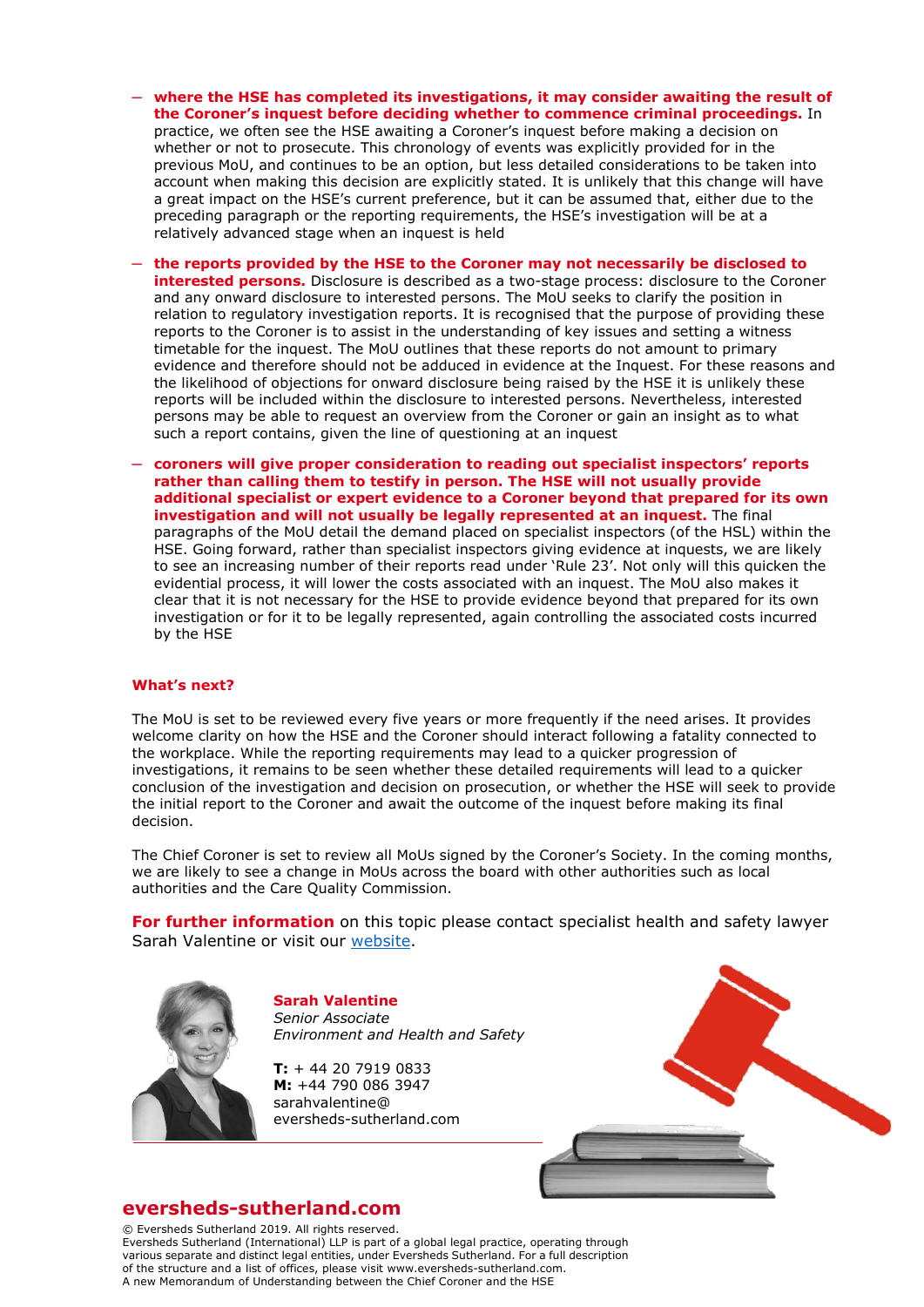- **where the HSE has completed its investigations, it may consider awaiting the result of the Coroner's inquest before deciding whether to commence criminal proceedings.** In practice, we often see the HSE awaiting a Coroner's inquest before making a decision on whether or not to prosecute. This chronology of events was explicitly provided for in the previous MoU, and continues to be an option, but less detailed considerations to be taken into account when making this decision are explicitly stated. It is unlikely that this change will have a great impact on the HSE's current preference, but it can be assumed that, either due to the preceding paragraph or the reporting requirements, the HSE's investigation will be at a relatively advanced stage when an inquest is held
- **the reports provided by the HSE to the Coroner may not necessarily be disclosed to interested persons.** Disclosure is described as a two-stage process: disclosure to the Coroner and any onward disclosure to interested persons. The MoU seeks to clarify the position in relation to regulatory investigation reports. It is recognised that the purpose of providing these reports to the Coroner is to assist in the understanding of key issues and setting a witness timetable for the inquest. The MoU outlines that these reports do not amount to primary evidence and therefore should not be adduced in evidence at the Inquest. For these reasons and the likelihood of objections for onward disclosure being raised by the HSE it is unlikely these reports will be included within the disclosure to interested persons. Nevertheless, interested persons may be able to request an overview from the Coroner or gain an insight as to what such a report contains, given the line of questioning at an inquest
- **coroners will give proper consideration to reading out specialist inspectors' reports rather than calling them to testify in person. The HSE will not usually provide additional specialist or expert evidence to a Coroner beyond that prepared for its own investigation and will not usually be legally represented at an inquest.** The final paragraphs of the MoU detail the demand placed on specialist inspectors (of the HSL) within the HSE. Going forward, rather than specialist inspectors giving evidence at inquests, we are likely to see an increasing number of their reports read under 'Rule 23'. Not only will this quicken the evidential process, it will lower the costs associated with an inquest. The MoU also makes it clear that it is not necessary for the HSE to provide evidence beyond that prepared for its own investigation or for it to be legally represented, again controlling the associated costs incurred by the HSE

## What's next?

The MoU is set to be reviewed every five years or more frequently if the need arises. It provides welcome clarity on how the HSE and the Coroner should interact following a fatality connected to the workplace. While the reporting requirements may lead to a quicker progression of investigations, it remains to be seen whether these detailed requirements will lead to a quicker conclusion of the investigation and decision on prosecution, or whether the HSE will seek to provide the initial report to the Coroner and await the outcome of the inquest before making its final decision.

The Chief Coroner is set to review all MoUs signed by the Coroner's Society. In the coming months, we are likely to see a change in MoUs across the board with other authorities such as local authorities and the Care Quality Commission.

**For further information** on this topic please contact specialist health and safety lawyer Sarah Valentine or visit our [website](website).

**Sarah Valentine**
*Senior Associate*
*Environment and Health and Safety*

**T:** + 44 20 7919 0833
**M:** +44 790 086 3947
sarahvalentine@
eversheds-sutherland.com

**eversheds-sutherland.com**

© Eversheds Sutherland 2019. All rights reserved.
Eversheds Sutherland (International) LLP is part of a global legal practice, operating through various separate and distinct legal entities, under Eversheds Sutherland. For a full description of the structure and a list of offices, please visit www.eversheds-sutherland.com.
A new Memorandum of Understanding between the Chief Coroner and the HSE